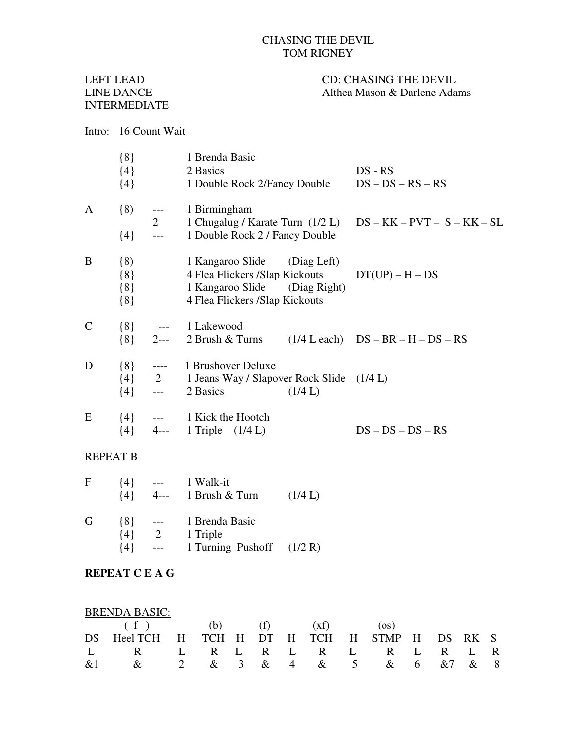# CHASING THE DEVIL
## TOM RIGNEY

LEFT LEAD
LINE DANCE
INTERMEDIATE

CD: CHASING THE DEVIL
Althea Mason & Darlene Adams

Intro: 16 Count Wait

| | | | | |
|---|---|---|---|---|
| | {8} | | 1 Brenda Basic | |
| | {4} | | 2 Basics | DS - RS |
| | {4} | | 1 Double Rock 2/Fancy Double | DS – DS – RS – RS |
| A | {8) | --- | 1 Birmingham | |
| | | 2 | 1 Chugalug / Karate Turn (1/2 L) | DS – KK – PVT – S – KK – SL |
| | {4} | --- | 1 Double Rock 2 / Fancy Double | |
| B | {8) | | 1 Kangaroo Slide (Diag Left) | |
| | {8} | | 4 Flea Flickers /Slap Kickouts | DT(UP) – H – DS |
| | {8} | | 1 Kangaroo Slide (Diag Right) | |
| | {8} | | 4 Flea Flickers /Slap Kickouts | |
| C | {8} | --- | 1 Lakewood | |
| | {8} | 2--- | 2 Brush & Turns (1/4 L each) | DS – BR – H – DS – RS |
| D | {8} | ---- | 1 Brushover Deluxe | |
| | {4} | 2 | 1 Jeans Way / Slapover Rock Slide (1/4 L) | |
| | {4} | --- | 2 Basics (1/4 L) | |
| E | {4} | --- | 1 Kick the Hootch | |
| | {4} | 4--- | 1 Triple (1/4 L) | DS – DS – DS – RS |

REPEAT B

| | | | | |
|---|---|---|---|---|
| F | {4} | --- | 1 Walk-it | |
| | {4} | 4--- | 1 Brush & Turn (1/4 L) | |
| G | {8} | --- | 1 Brenda Basic | |
| | {4} | 2 | 1 Triple | |
| | {4} | --- | 1 Turning Pushoff (1/2 R) | |

**REPEAT C E A G**

BRENDA BASIC:

| | ( f ) | | (b) | | (f) | | (xf) | | (os) | | | | |
|---|---|---|---|---|---|---|---|---|---|---|---|---|---|
| DS | Heel TCH | H | TCH | H | DT | H | TCH | H | STMP | H | DS | RK | S |
| L | R | L | R | L | R | L | R | L | R | L | R | L | R |
| &1 | & | 2 | & | 3 | & | 4 | & | 5 | & | 6 | &7 | & | 8 |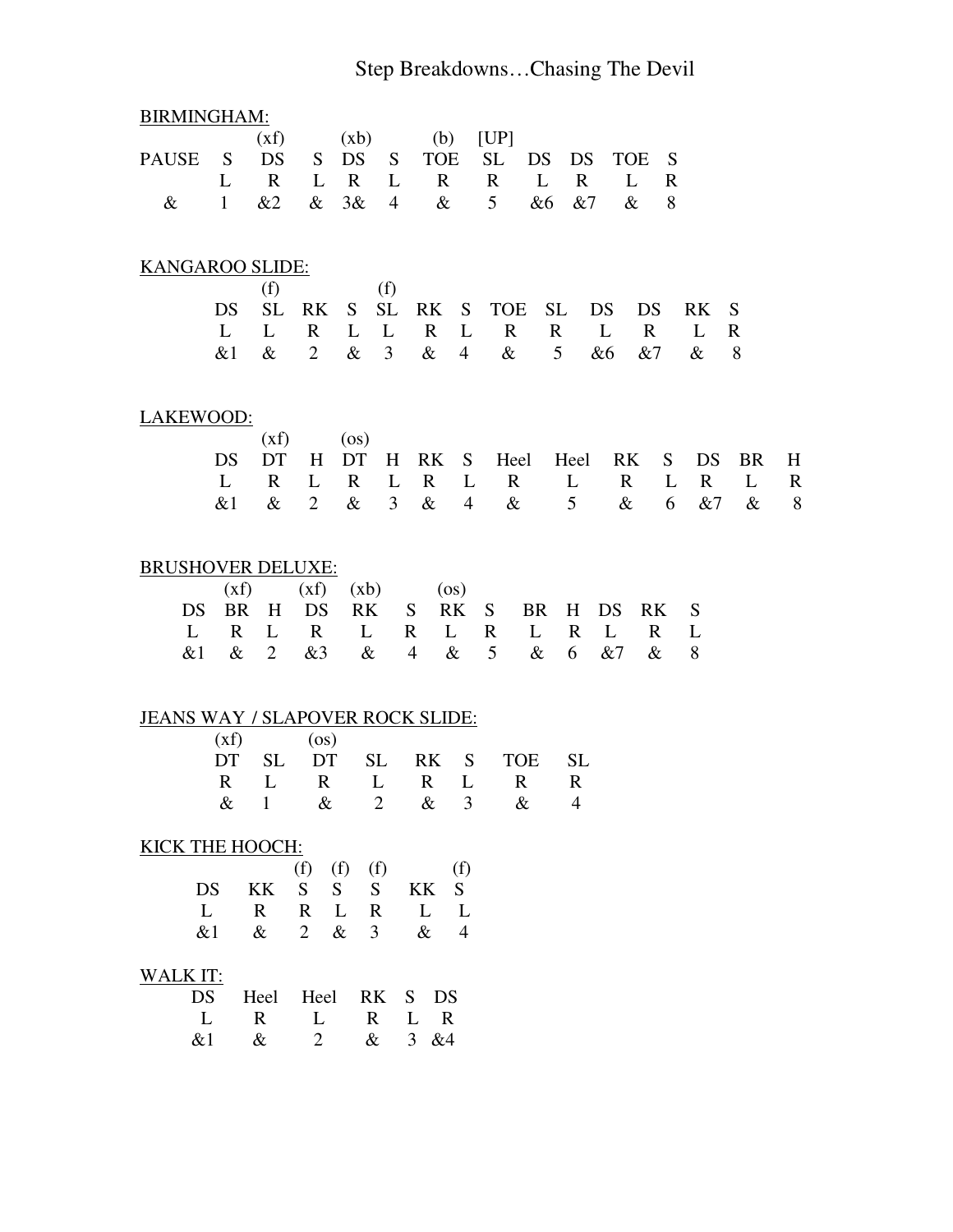# Step Breakdowns…Chasing The Devil

## BIRMINGHAM:

| | | | | | | | | | | | |
|---|---|---|---|---|---|---|---|---|---|---|---|
| | | (xf) | | (xb) | | (b) | [UP] | | | | |
| PAUSE | S | DS | S | DS | S | TOE | SL | DS | DS | TOE | S |
| | L | R | L | R | L | R | R | L | R | L | R |
| & | 1 | &2 | & | 3& | 4 | & | 5 | &6 | &7 | & | 8 |

## KANGAROO SLIDE:

| | | | | | | | | | | | | |
|---|---|---|---|---|---|---|---|---|---|---|---|---|
| | (f) | | | (f) | | | | | | | | |
| DS | SL | RK | S | SL | RK | S | TOE | SL | DS | DS | RK | S |
| L | L | R | L | L | R | L | R | R | L | R | L | R |
| &1 | & | 2 | & | 3 | & | 4 | & | 5 | &6 | &7 | & | 8 |

## LAKEWOOD:

| | | | | | | | | | | | | | |
|---|---|---|---|---|---|---|---|---|---|---|---|---|---|
| | (xf) | | (os) | | | | | | | | | | |
| DS | DT | H | DT | H | RK | S | Heel | Heel | RK | S | DS | BR | H |
| L | R | L | R | L | R | L | R | L | R | L | R | L | R |
| &1 | & | 2 | & | 3 | & | 4 | & | 5 | & | 6 | &7 | & | 8 |

## BRUSHOVER DELUXE:

| | | | | | | | | | | | | |
|---|---|---|---|---|---|---|---|---|---|---|---|---|
| | (xf) | | (xf) | (xb) | | (os) | | | | | | |
| DS | BR | H | DS | RK | S | RK | S | BR | H | DS | RK | S |
| L | R | L | R | L | R | L | R | L | R | L | R | L |
| &1 | & | 2 | &3 | & | 4 | & | 5 | & | 6 | &7 | & | 8 |

## JEANS WAY / SLAPOVER ROCK SLIDE:

| | | | | | | | |
|---|---|---|---|---|---|---|---|
| (xf) | | (os) | | | | | |
| DT | SL | DT | SL | RK | S | TOE | SL |
| R | L | R | L | R | L | R | R |
| & | 1 | & | 2 | & | 3 | & | 4 |

## KICK THE HOOCH:

| | | | | | | |
|---|---|---|---|---|---|---|
| | | (f) | (f) | (f) | | (f) |
| DS | KK | S | S | S | KK | S |
| L | R | R | L | R | L | L |
| &1 | & | 2 | & | 3 | & | 4 |

## WALK IT:

| | | | | | |
|---|---|---|---|---|---|
| DS | Heel | Heel | RK | S | DS |
| L | R | L | R | L | R |
| &1 | & | 2 | & | 3 | &4 |